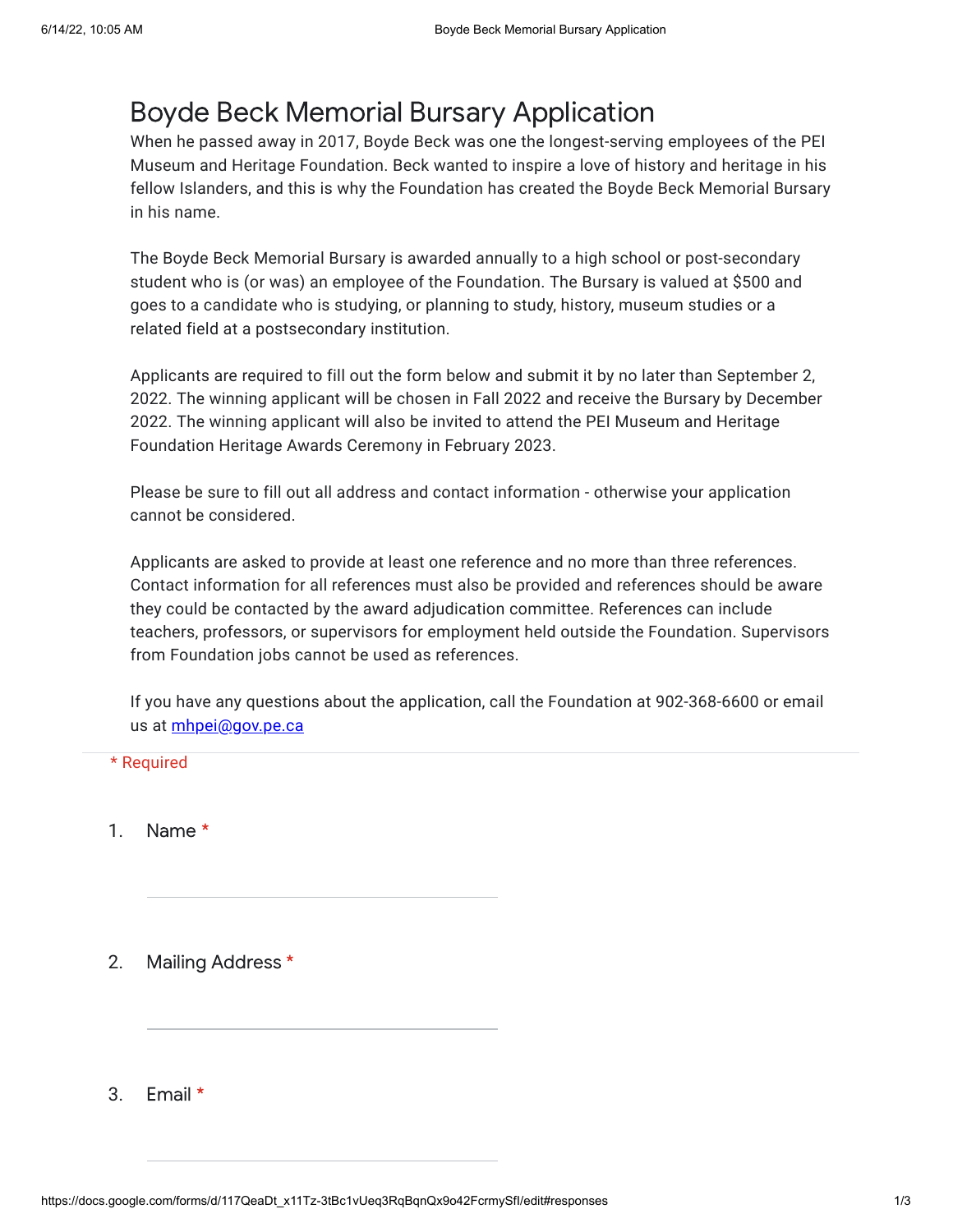# Boyde Beck Memorial Bursary Application

When he passed away in 2017, Boyde Beck was one the longest-serving employees of the PEI Museum and Heritage Foundation. Beck wanted to inspire a love of history and heritage in his fellow Islanders, and this is why the Foundation has created the Boyde Beck Memorial Bursary in his name.

The Boyde Beck Memorial Bursary is awarded annually to a high school or post-secondary student who is (or was) an employee of the Foundation. The Bursary is valued at $500 and goes to a candidate who is studying, or planning to study, history, museum studies or a related field at a postsecondary institution.

Applicants are required to fill out the form below and submit it by no later than September 2, 2022. The winning applicant will be chosen in Fall 2022 and receive the Bursary by December 2022. The winning applicant will also be invited to attend the PEI Museum and Heritage Foundation Heritage Awards Ceremony in February 2023.

Please be sure to fill out all address and contact information - otherwise your application cannot be considered.

Applicants are asked to provide at least one reference and no more than three references. Contact information for all references must also be provided and references should be aware they could be contacted by the award adjudication committee. References can include teachers, professors, or supervisors for employment held outside the Foundation. Supervisors from Foundation jobs cannot be used as references.

If you have any questions about the application, call the Foundation at 902-368-6600 or email us at mhpei@gov.pe.ca

\* Required

1. Name *

   ______________________________

2. Mailing Address *

   ______________________________

3. Email *

   ______________________________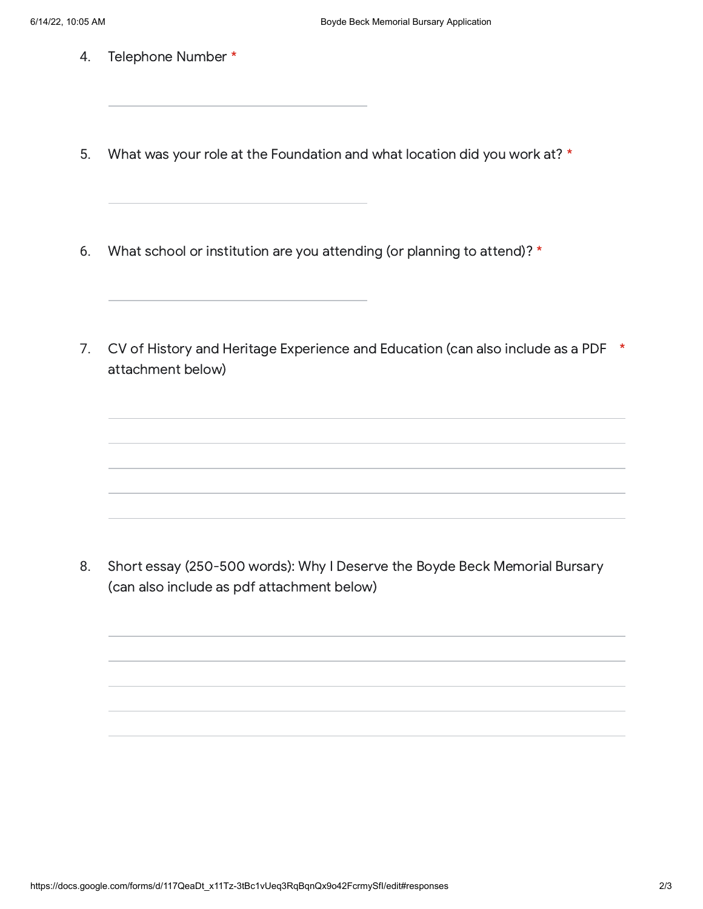4. Telephone Number *

_______________________________

5. What was your role at the Foundation and what location did you work at? *

_______________________________

6. What school or institution are you attending (or planning to attend)? *

_______________________________

7. CV of History and Heritage Experience and Education (can also include as a PDF attachment below) *

_______________________________

_______________________________

_______________________________

_______________________________

_______________________________

8. Short essay (250-500 words): Why I Deserve the Boyde Beck Memorial Bursary (can also include as pdf attachment below)

_______________________________

_______________________________

_______________________________

_______________________________

_______________________________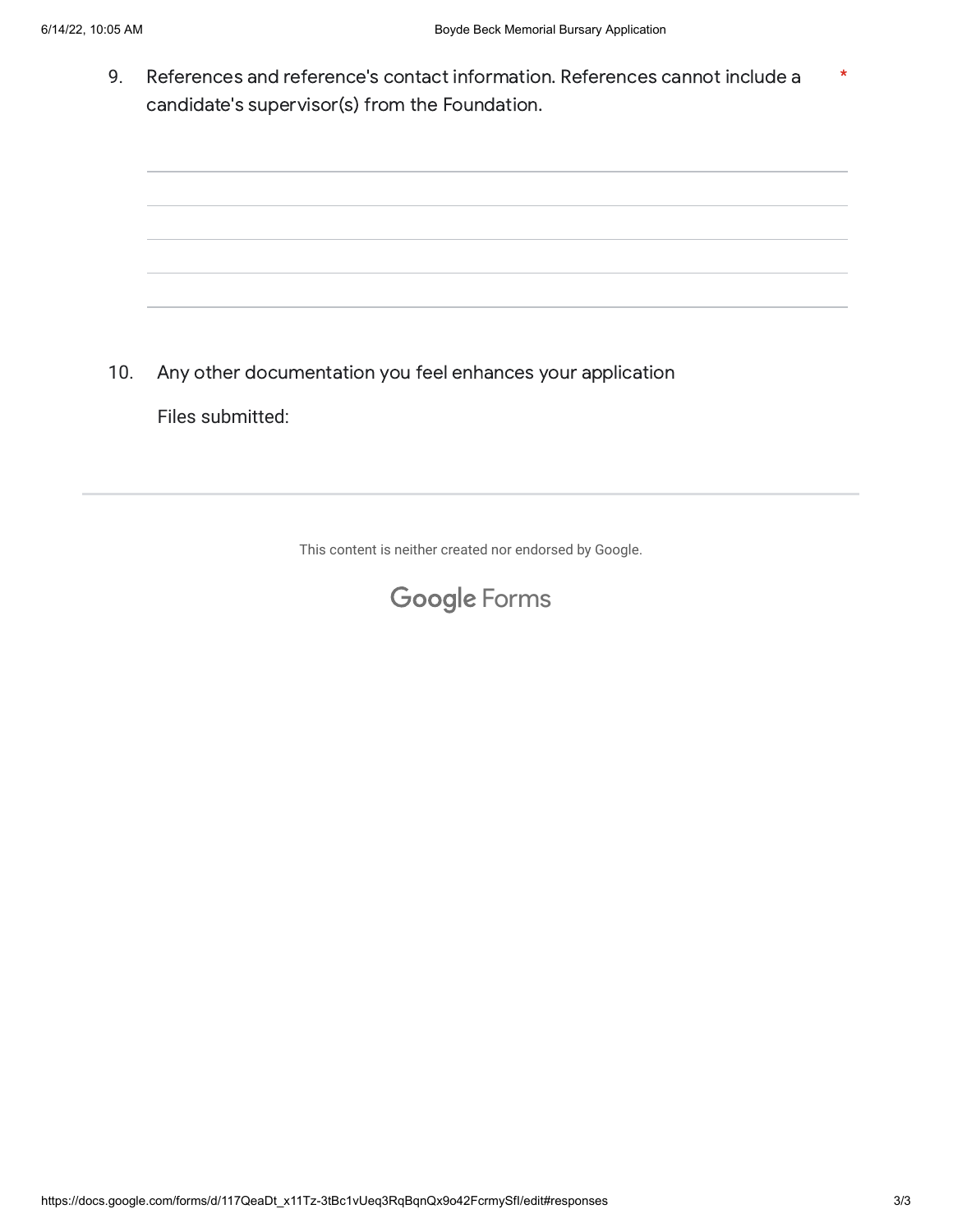9. References and reference's contact information. References cannot include a candidate's supervisor(s) from the Foundation. *

10. Any other documentation you feel enhances your application

    Files submitted:

This content is neither created nor endorsed by Google.

Google Forms